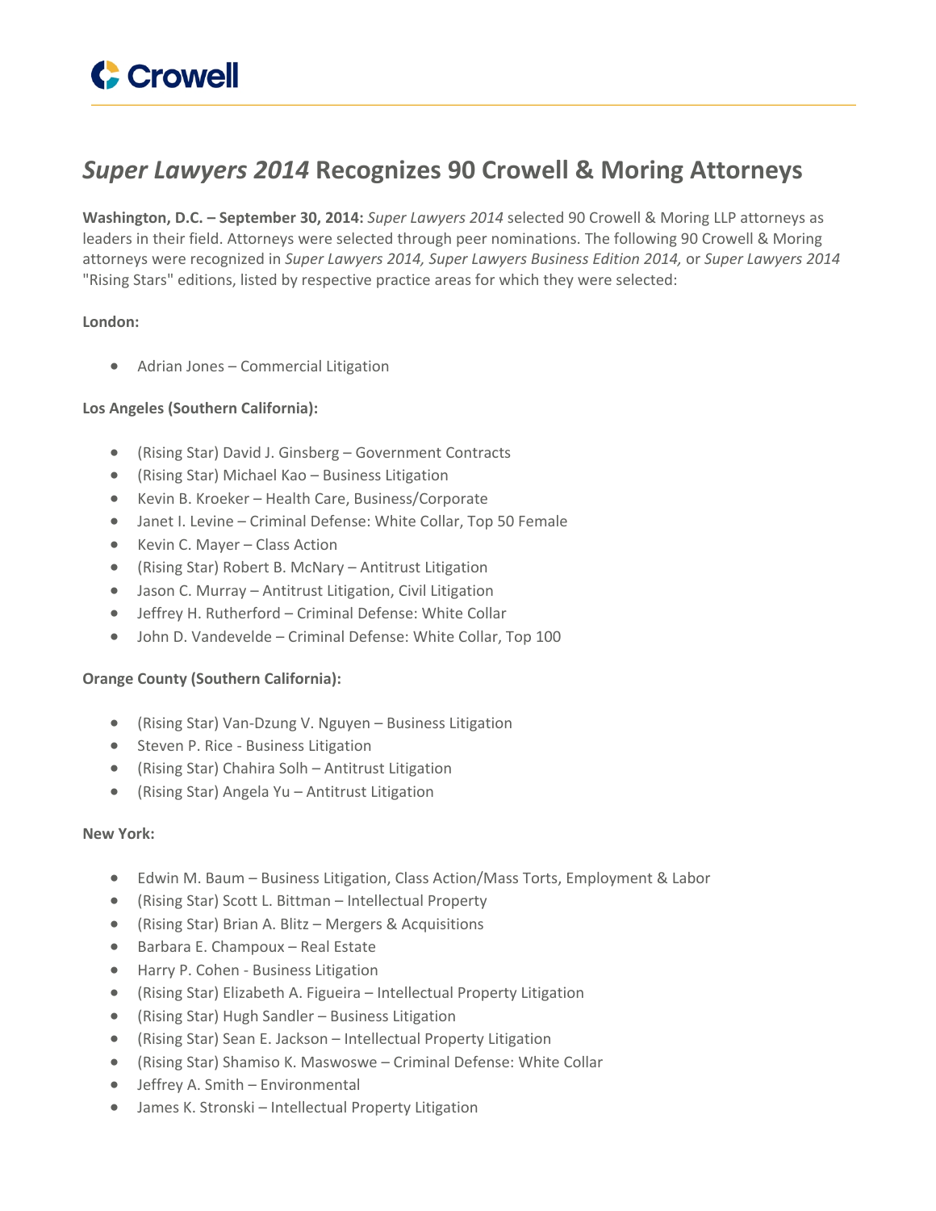# *Super Lawyers 2014* Recognizes 90 Crowell & Moring Attorneys

**Washington, D.C. – September 30, 2014:** *Super Lawyers 2014* selected 90 Crowell & Moring LLP attorneys as leaders in their field. Attorneys were selected through peer nominations. The following 90 Crowell & Moring attorneys were recognized in *Super Lawyers 2014, Super Lawyers Business Edition 2014,* or *Super Lawyers 2014* "Rising Stars" editions, listed by respective practice areas for which they were selected:

**London:**

- Adrian Jones – Commercial Litigation

**Los Angeles (Southern California):**

- (Rising Star) David J. Ginsberg – Government Contracts
- (Rising Star) Michael Kao – Business Litigation
- Kevin B. Kroeker – Health Care, Business/Corporate
- Janet I. Levine – Criminal Defense: White Collar, Top 50 Female
- Kevin C. Mayer – Class Action
- (Rising Star) Robert B. McNary – Antitrust Litigation
- Jason C. Murray – Antitrust Litigation, Civil Litigation
- Jeffrey H. Rutherford – Criminal Defense: White Collar
- John D. Vandevelde – Criminal Defense: White Collar, Top 100

**Orange County (Southern California):**

- (Rising Star) Van-Dzung V. Nguyen – Business Litigation
- Steven P. Rice - Business Litigation
- (Rising Star) Chahira Solh – Antitrust Litigation
- (Rising Star) Angela Yu – Antitrust Litigation

**New York:**

- Edwin M. Baum – Business Litigation, Class Action/Mass Torts, Employment & Labor
- (Rising Star) Scott L. Bittman – Intellectual Property
- (Rising Star) Brian A. Blitz – Mergers & Acquisitions
- Barbara E. Champoux – Real Estate
- Harry P. Cohen - Business Litigation
- (Rising Star) Elizabeth A. Figueira – Intellectual Property Litigation
- (Rising Star) Hugh Sandler – Business Litigation
- (Rising Star) Sean E. Jackson – Intellectual Property Litigation
- (Rising Star) Shamiso K. Maswoswe – Criminal Defense: White Collar
- Jeffrey A. Smith – Environmental
- James K. Stronski – Intellectual Property Litigation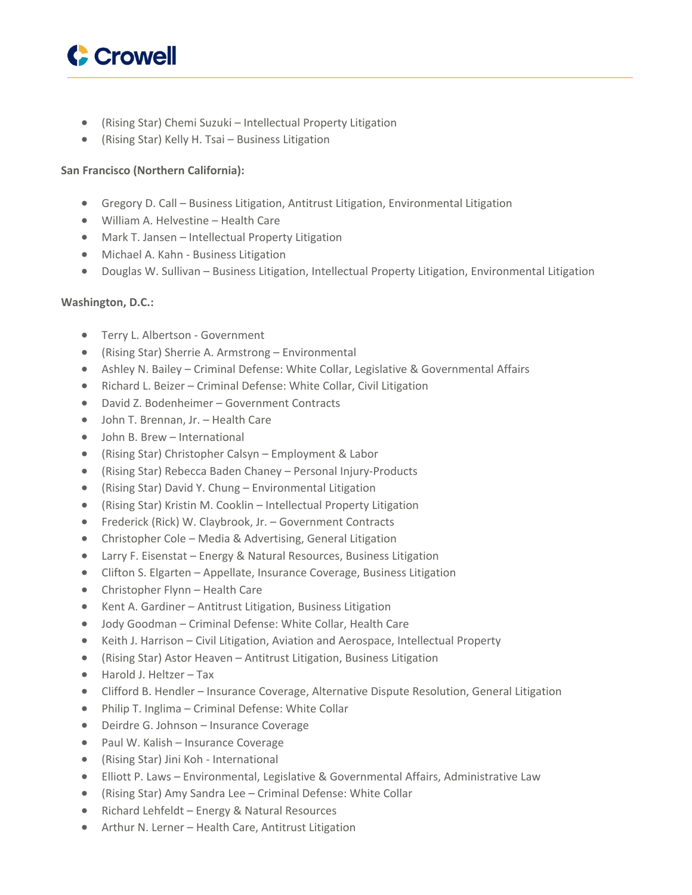- (Rising Star) Chemi Suzuki – Intellectual Property Litigation
- (Rising Star) Kelly H. Tsai – Business Litigation

**San Francisco (Northern California):**

- Gregory D. Call – Business Litigation, Antitrust Litigation, Environmental Litigation
- William A. Helvestine – Health Care
- Mark T. Jansen – Intellectual Property Litigation
- Michael A. Kahn - Business Litigation
- Douglas W. Sullivan – Business Litigation, Intellectual Property Litigation, Environmental Litigation

**Washington, D.C.:**

- Terry L. Albertson - Government
- (Rising Star) Sherrie A. Armstrong – Environmental
- Ashley N. Bailey – Criminal Defense: White Collar, Legislative & Governmental Affairs
- Richard L. Beizer – Criminal Defense: White Collar, Civil Litigation
- David Z. Bodenheimer – Government Contracts
- John T. Brennan, Jr. – Health Care
- John B. Brew – International
- (Rising Star) Christopher Calsyn – Employment & Labor
- (Rising Star) Rebecca Baden Chaney – Personal Injury-Products
- (Rising Star) David Y. Chung – Environmental Litigation
- (Rising Star) Kristin M. Cooklin – Intellectual Property Litigation
- Frederick (Rick) W. Claybrook, Jr. – Government Contracts
- Christopher Cole – Media & Advertising, General Litigation
- Larry F. Eisenstat – Energy & Natural Resources, Business Litigation
- Clifton S. Elgarten – Appellate, Insurance Coverage, Business Litigation
- Christopher Flynn – Health Care
- Kent A. Gardiner – Antitrust Litigation, Business Litigation
- Jody Goodman – Criminal Defense: White Collar, Health Care
- Keith J. Harrison – Civil Litigation, Aviation and Aerospace, Intellectual Property
- (Rising Star) Astor Heaven – Antitrust Litigation, Business Litigation
- Harold J. Heltzer – Tax
- Clifford B. Hendler – Insurance Coverage, Alternative Dispute Resolution, General Litigation
- Philip T. Inglima – Criminal Defense: White Collar
- Deirdre G. Johnson – Insurance Coverage
- Paul W. Kalish – Insurance Coverage
- (Rising Star) Jini Koh - International
- Elliott P. Laws – Environmental, Legislative & Governmental Affairs, Administrative Law
- (Rising Star) Amy Sandra Lee – Criminal Defense: White Collar
- Richard Lehfeldt – Energy & Natural Resources
- Arthur N. Lerner – Health Care, Antitrust Litigation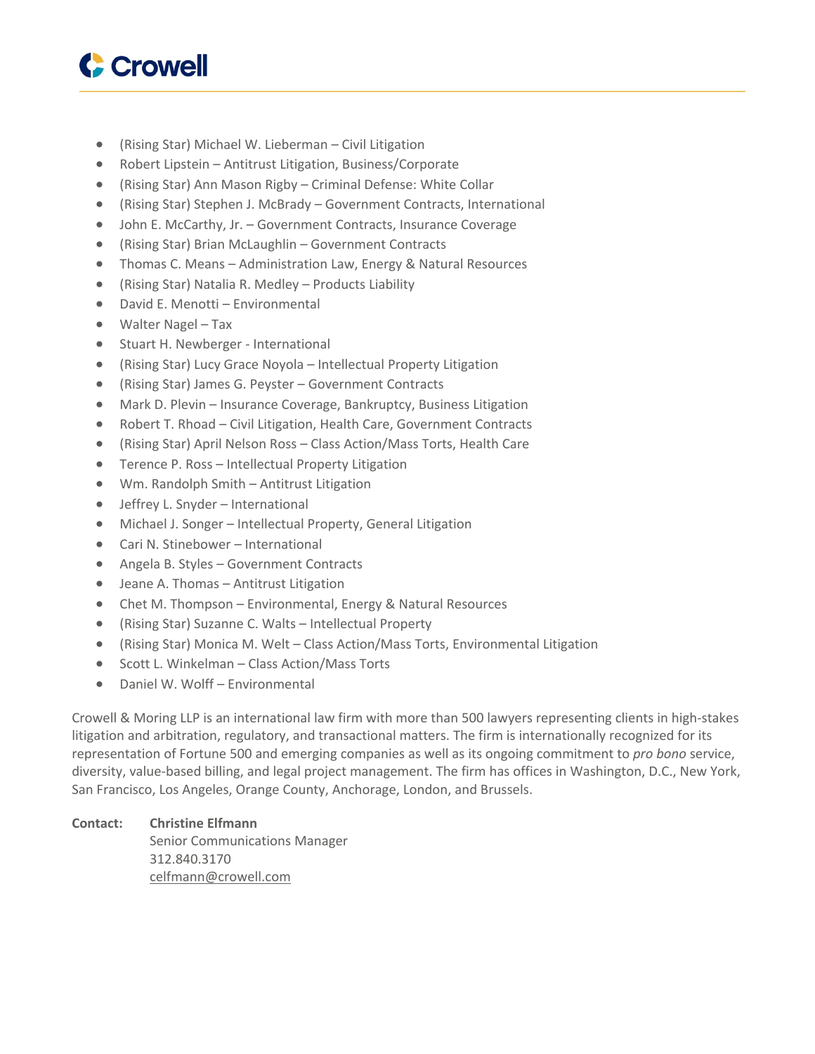- (Rising Star) Michael W. Lieberman – Civil Litigation
- Robert Lipstein – Antitrust Litigation, Business/Corporate
- (Rising Star) Ann Mason Rigby – Criminal Defense: White Collar
- (Rising Star) Stephen J. McBrady – Government Contracts, International
- John E. McCarthy, Jr. – Government Contracts, Insurance Coverage
- (Rising Star) Brian McLaughlin – Government Contracts
- Thomas C. Means – Administration Law, Energy & Natural Resources
- (Rising Star) Natalia R. Medley – Products Liability
- David E. Menotti – Environmental
- Walter Nagel – Tax
- Stuart H. Newberger - International
- (Rising Star) Lucy Grace Noyola – Intellectual Property Litigation
- (Rising Star) James G. Peyster – Government Contracts
- Mark D. Plevin – Insurance Coverage, Bankruptcy, Business Litigation
- Robert T. Rhoad – Civil Litigation, Health Care, Government Contracts
- (Rising Star) April Nelson Ross – Class Action/Mass Torts, Health Care
- Terence P. Ross – Intellectual Property Litigation
- Wm. Randolph Smith – Antitrust Litigation
- Jeffrey L. Snyder – International
- Michael J. Songer – Intellectual Property, General Litigation
- Cari N. Stinebower – International
- Angela B. Styles – Government Contracts
- Jeane A. Thomas – Antitrust Litigation
- Chet M. Thompson – Environmental, Energy & Natural Resources
- (Rising Star) Suzanne C. Walts – Intellectual Property
- (Rising Star) Monica M. Welt – Class Action/Mass Torts, Environmental Litigation
- Scott L. Winkelman – Class Action/Mass Torts
- Daniel W. Wolff – Environmental

Crowell & Moring LLP is an international law firm with more than 500 lawyers representing clients in high-stakes litigation and arbitration, regulatory, and transactional matters. The firm is internationally recognized for its representation of Fortune 500 and emerging companies as well as its ongoing commitment to *pro bono* service, diversity, value-based billing, and legal project management. The firm has offices in Washington, D.C., New York, San Francisco, Los Angeles, Orange County, Anchorage, London, and Brussels.

**Contact:** **Christine Elfmann**
Senior Communications Manager
312.840.3170
celfmann@crowell.com